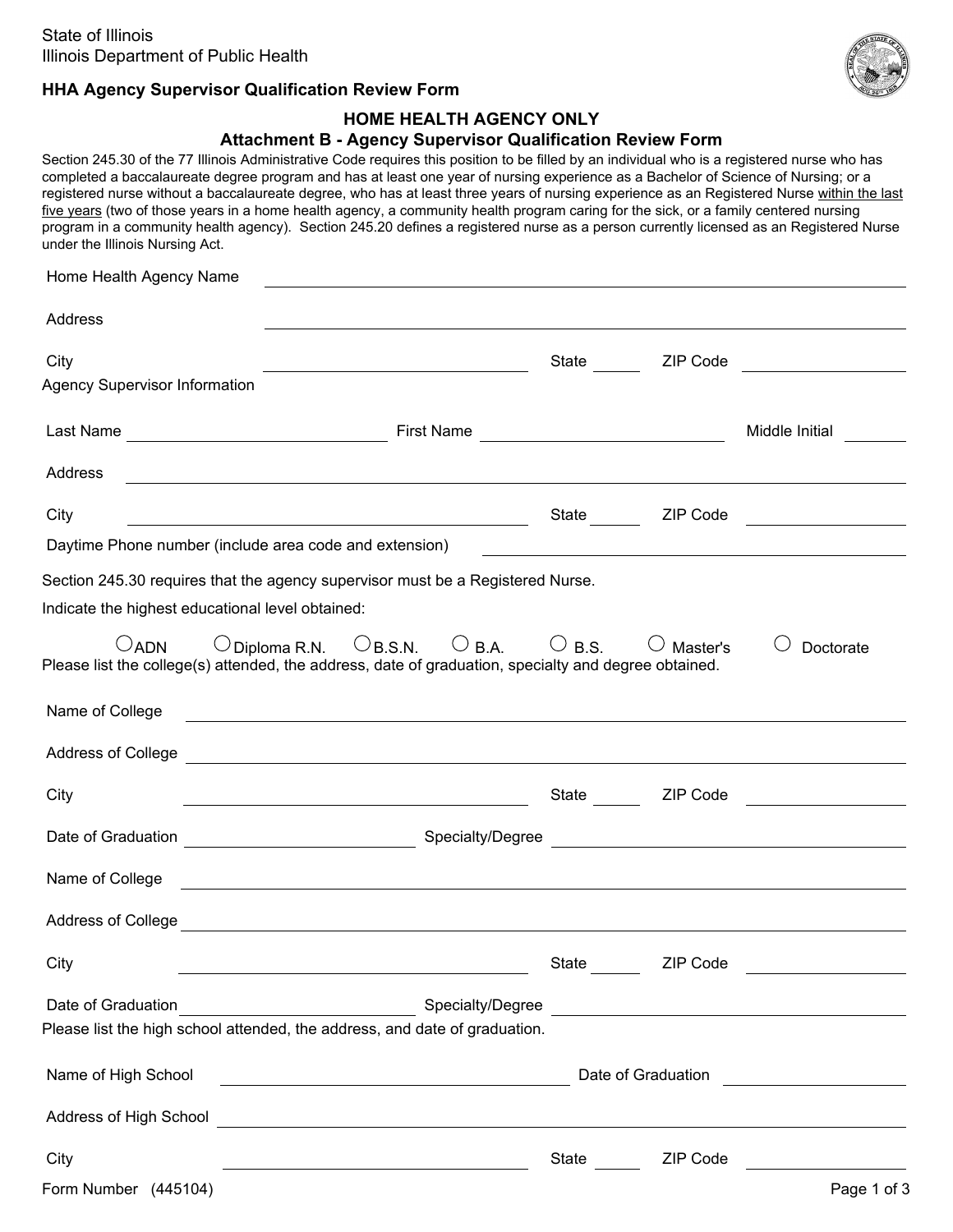State of Illinois
Illinois Department of Public Health

**HHA Agency Supervisor Qualification Review Form**

## HOME HEALTH AGENCY ONLY
## Attachment B - Agency Supervisor Qualification Review Form

Section 245.30 of the 77 Illinois Administrative Code requires this position to be filled by an individual who is a registered nurse who has completed a baccalaureate degree program and has at least one year of nursing experience as a Bachelor of Science of Nursing; or a registered nurse without a baccalaureate degree, who has at least three years of nursing experience as an Registered Nurse within the last five years (two of those years in a home health agency, a community health program caring for the sick, or a family centered nursing program in a community health agency). Section 245.20 defines a registered nurse as a person currently licensed as an Registered Nurse under the Illinois Nursing Act.

Home Health Agency Name ______________________________

Address ______________________________

City ______________________ State ______ ZIP Code ______________

Agency Supervisor Information

Last Name ______________________ First Name ______________________ Middle Initial ______

Address ______________________________

City ______________________ State ______ ZIP Code ______________

Daytime Phone number (include area code and extension) ______________________

Section 245.30 requires that the agency supervisor must be a Registered Nurse.

Indicate the highest educational level obtained:

○ ADN ○ Diploma R.N. ○ B.S.N. ○ B.A. ○ B.S. ○ Master's ○ Doctorate

Please list the college(s) attended, the address, date of graduation, specialty and degree obtained.

Name of College ______________________________

Address of College ______________________________

City ______________________ State ______ ZIP Code ______________

Date of Graduation ______________________ Specialty/Degree ______________________

Name of College ______________________________

Address of College ______________________________

City ______________________ State ______ ZIP Code ______________

Date of Graduation ______________________ Specialty/Degree ______________________

Please list the high school attended, the address, and date of graduation.

Name of High School ______________________ Date of Graduation ______________

Address of High School ______________________________

City ______________________ State ______ ZIP Code ______________

Form Number (445104)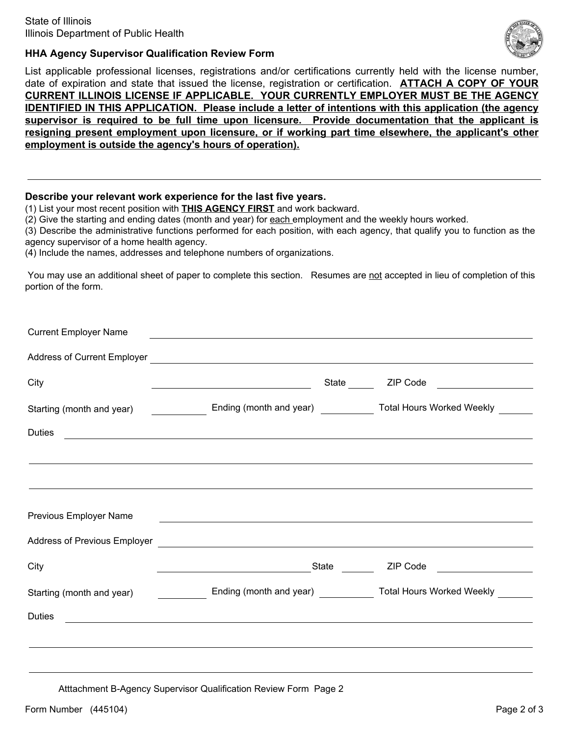State of Illinois
Illinois Department of Public Health

### HHA Agency Supervisor Qualification Review Form

List applicable professional licenses, registrations and/or certifications currently held with the license number, date of expiration and state that issued the license, registration or certification. **ATTACH A COPY OF YOUR CURRENT ILLINOIS LICENSE IF APPLICABLE. YOUR CURRENTLY EMPLOYER MUST BE THE AGENCY IDENTIFIED IN THIS APPLICATION. Please include a letter of intentions with this application (the agency supervisor is required to be full time upon licensure. Provide documentation that the applicant is resigning present employment upon licensure, or if working part time elsewhere, the applicant's other employment is outside the agency's hours of operation).**

\_\_\_\_\_\_\_\_\_\_\_\_\_\_\_\_\_\_\_\_\_\_\_\_\_\_\_\_\_\_\_\_\_\_\_\_\_\_\_\_\_\_\_\_\_\_\_\_\_\_\_\_\_\_\_\_\_\_\_\_

**Describe your relevant work experience for the last five years.**

(1) List your most recent position with **THIS AGENCY FIRST** and work backward.
(2) Give the starting and ending dates (month and year) for each employment and the weekly hours worked.
(3) Describe the administrative functions performed for each position, with each agency, that qualify you to function as the agency supervisor of a home health agency.
(4) Include the names, addresses and telephone numbers of organizations.

You may use an additional sheet of paper to complete this section. Resumes are not accepted in lieu of completion of this portion of the form.

Current Employer Name \_\_\_\_\_\_\_\_\_\_\_\_\_\_\_\_\_\_\_\_\_\_\_\_\_\_\_\_\_\_\_\_\_\_\_\_\_\_\_\_

Address of Current Employer \_\_\_\_\_\_\_\_\_\_\_\_\_\_\_\_\_\_\_\_\_\_\_\_\_\_\_\_\_\_\_\_\_\_\_\_\_\_\_\_

City \_\_\_\_\_\_\_\_\_\_\_\_\_\_\_\_\_\_\_\_ State \_\_\_\_\_ ZIP Code \_\_\_\_\_\_\_\_\_\_

Starting (month and year) \_\_\_\_\_\_\_\_ Ending (month and year) \_\_\_\_\_\_\_\_ Total Hours Worked Weekly \_\_\_\_\_\_

Duties \_\_\_\_\_\_\_\_\_\_\_\_\_\_\_\_\_\_\_\_\_\_\_\_\_\_\_\_\_\_\_\_\_\_\_\_\_\_\_\_\_\_\_\_\_\_\_\_\_\_\_\_

\_\_\_\_\_\_\_\_\_\_\_\_\_\_\_\_\_\_\_\_\_\_\_\_\_\_\_\_\_\_\_\_\_\_\_\_\_\_\_\_\_\_\_\_\_\_\_\_\_\_\_\_\_\_\_\_\_\_\_\_

\_\_\_\_\_\_\_\_\_\_\_\_\_\_\_\_\_\_\_\_\_\_\_\_\_\_\_\_\_\_\_\_\_\_\_\_\_\_\_\_\_\_\_\_\_\_\_\_\_\_\_\_\_\_\_\_\_\_\_\_

Previous Employer Name \_\_\_\_\_\_\_\_\_\_\_\_\_\_\_\_\_\_\_\_\_\_\_\_\_\_\_\_\_\_\_\_\_\_\_\_\_\_\_\_

Address of Previous Employer \_\_\_\_\_\_\_\_\_\_\_\_\_\_\_\_\_\_\_\_\_\_\_\_\_\_\_\_\_\_\_\_\_\_\_\_\_\_\_\_

City \_\_\_\_\_\_\_\_\_\_\_\_\_\_\_\_\_\_\_\_ State \_\_\_\_\_ ZIP Code \_\_\_\_\_\_\_\_\_\_

Starting (month and year) \_\_\_\_\_\_\_\_ Ending (month and year) \_\_\_\_\_\_\_\_ Total Hours Worked Weekly \_\_\_\_\_\_

Duties \_\_\_\_\_\_\_\_\_\_\_\_\_\_\_\_\_\_\_\_\_\_\_\_\_\_\_\_\_\_\_\_\_\_\_\_\_\_\_\_\_\_\_\_\_\_\_\_\_\_\_\_

\_\_\_\_\_\_\_\_\_\_\_\_\_\_\_\_\_\_\_\_\_\_\_\_\_\_\_\_\_\_\_\_\_\_\_\_\_\_\_\_\_\_\_\_\_\_\_\_\_\_\_\_\_\_\_\_\_\_\_\_

\_\_\_\_\_\_\_\_\_\_\_\_\_\_\_\_\_\_\_\_\_\_\_\_\_\_\_\_\_\_\_\_\_\_\_\_\_\_\_\_\_\_\_\_\_\_\_\_\_\_\_\_\_\_\_\_\_\_\_\_

Atttachment B-Agency Supervisor Qualification Review Form Page 2

Form Number (445104)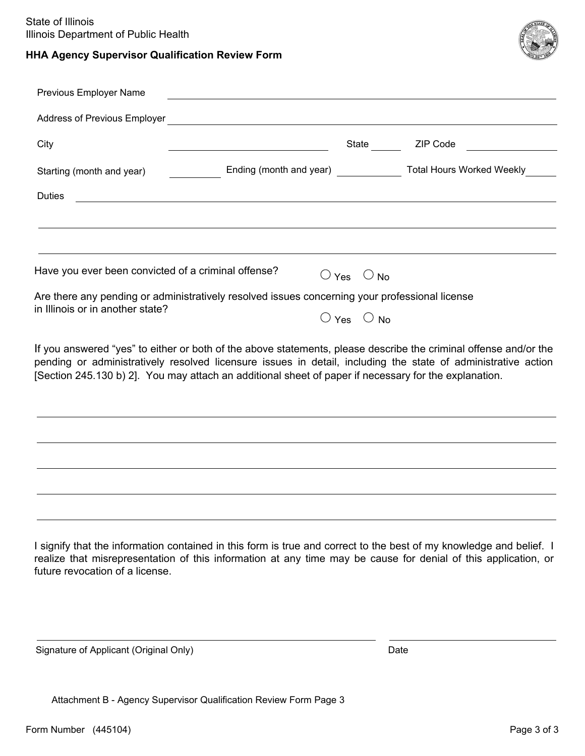State of Illinois
Illinois Department of Public Health

**HHA Agency Supervisor Qualification Review Form**

Previous Employer Name ____________________

Address of Previous Employer ____________________

City ____________________ State ______ ZIP Code ____________

Starting (month and year) ________ Ending (month and year) ________ Total Hours Worked Weekly ______

Duties ____________________

____________________

____________________

Have you ever been convicted of a criminal offense? ○ Yes ○ No

Are there any pending or administratively resolved issues concerning your professional license in Illinois or in another state? ○ Yes ○ No

If you answered "yes" to either or both of the above statements, please describe the criminal offense and/or the pending or administratively resolved licensure issues in detail, including the state of administrative action [Section 245.130 b) 2]. You may attach an additional sheet of paper if necessary for the explanation.

____________________

____________________

____________________

____________________

____________________

I signify that the information contained in this form is true and correct to the best of my knowledge and belief. I realize that misrepresentation of this information at any time may be cause for denial of this application, or future revocation of a license.

____________________ ____________________

Signature of Applicant (Original Only) Date

Attachment B - Agency Supervisor Qualification Review Form Page 3

Form Number (445104)